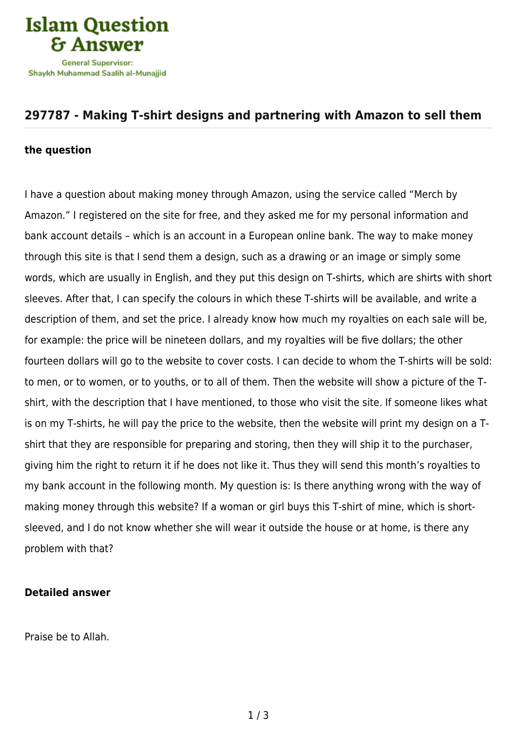Islam Question & Answer

General Supervisor: Shaykh Muhammad Saalih al-Munajjid

## 297787 - Making T-shirt designs and partnering with Amazon to sell them

### the question

I have a question about making money through Amazon, using the service called "Merch by Amazon." I registered on the site for free, and they asked me for my personal information and bank account details – which is an account in a European online bank. The way to make money through this site is that I send them a design, such as a drawing or an image or simply some words, which are usually in English, and they put this design on T-shirts, which are shirts with short sleeves. After that, I can specify the colours in which these T-shirts will be available, and write a description of them, and set the price. I already know how much my royalties on each sale will be, for example: the price will be nineteen dollars, and my royalties will be five dollars; the other fourteen dollars will go to the website to cover costs. I can decide to whom the T-shirts will be sold: to men, or to women, or to youths, or to all of them. Then the website will show a picture of the T-shirt, with the description that I have mentioned, to those who visit the site. If someone likes what is on my T-shirts, he will pay the price to the website, then the website will print my design on a T-shirt that they are responsible for preparing and storing, then they will ship it to the purchaser, giving him the right to return it if he does not like it. Thus they will send this month's royalties to my bank account in the following month. My question is: Is there anything wrong with the way of making money through this website? If a woman or girl buys this T-shirt of mine, which is short-sleeved, and I do not know whether she will wear it outside the house or at home, is there any problem with that?

### Detailed answer

Praise be to Allah.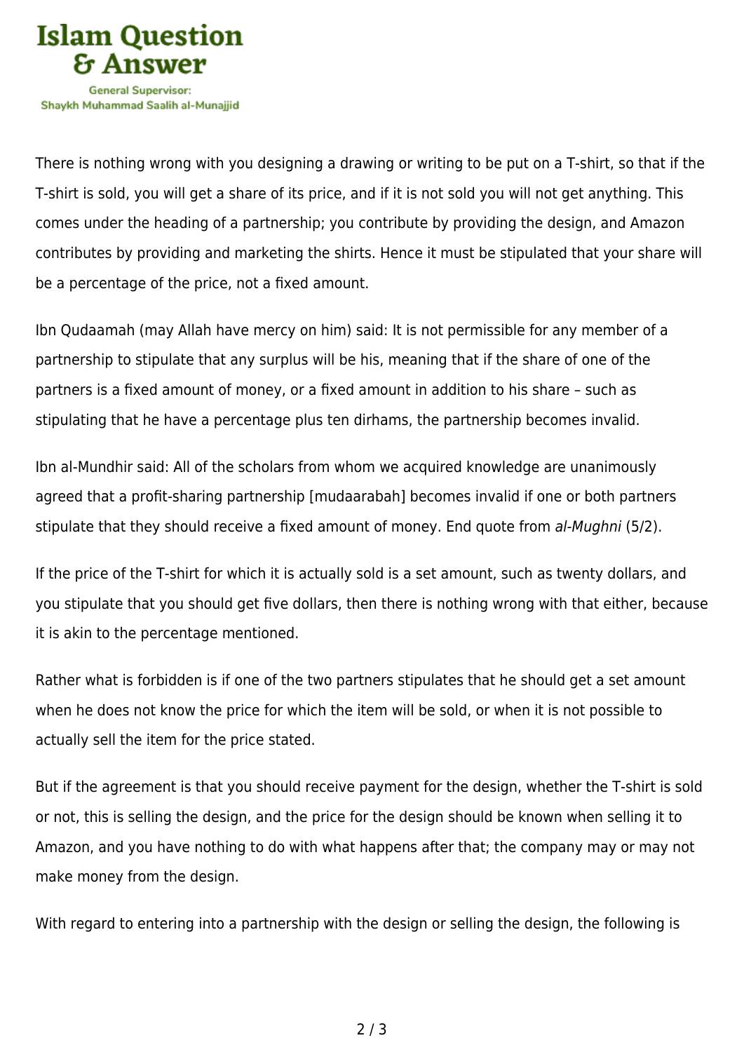There is nothing wrong with you designing a drawing or writing to be put on a T-shirt, so that if the T-shirt is sold, you will get a share of its price, and if it is not sold you will not get anything. This comes under the heading of a partnership; you contribute by providing the design, and Amazon contributes by providing and marketing the shirts. Hence it must be stipulated that your share will be a percentage of the price, not a fixed amount.

Ibn Qudaamah (may Allah have mercy on him) said: It is not permissible for any member of a partnership to stipulate that any surplus will be his, meaning that if the share of one of the partners is a fixed amount of money, or a fixed amount in addition to his share – such as stipulating that he have a percentage plus ten dirhams, the partnership becomes invalid.

Ibn al-Mundhir said: All of the scholars from whom we acquired knowledge are unanimously agreed that a profit-sharing partnership [mudaarabah] becomes invalid if one or both partners stipulate that they should receive a fixed amount of money. End quote from *al-Mughni* (5/2).

If the price of the T-shirt for which it is actually sold is a set amount, such as twenty dollars, and you stipulate that you should get five dollars, then there is nothing wrong with that either, because it is akin to the percentage mentioned.

Rather what is forbidden is if one of the two partners stipulates that he should get a set amount when he does not know the price for which the item will be sold, or when it is not possible to actually sell the item for the price stated.

But if the agreement is that you should receive payment for the design, whether the T-shirt is sold or not, this is selling the design, and the price for the design should be known when selling it to Amazon, and you have nothing to do with what happens after that; the company may or may not make money from the design.

With regard to entering into a partnership with the design or selling the design, the following is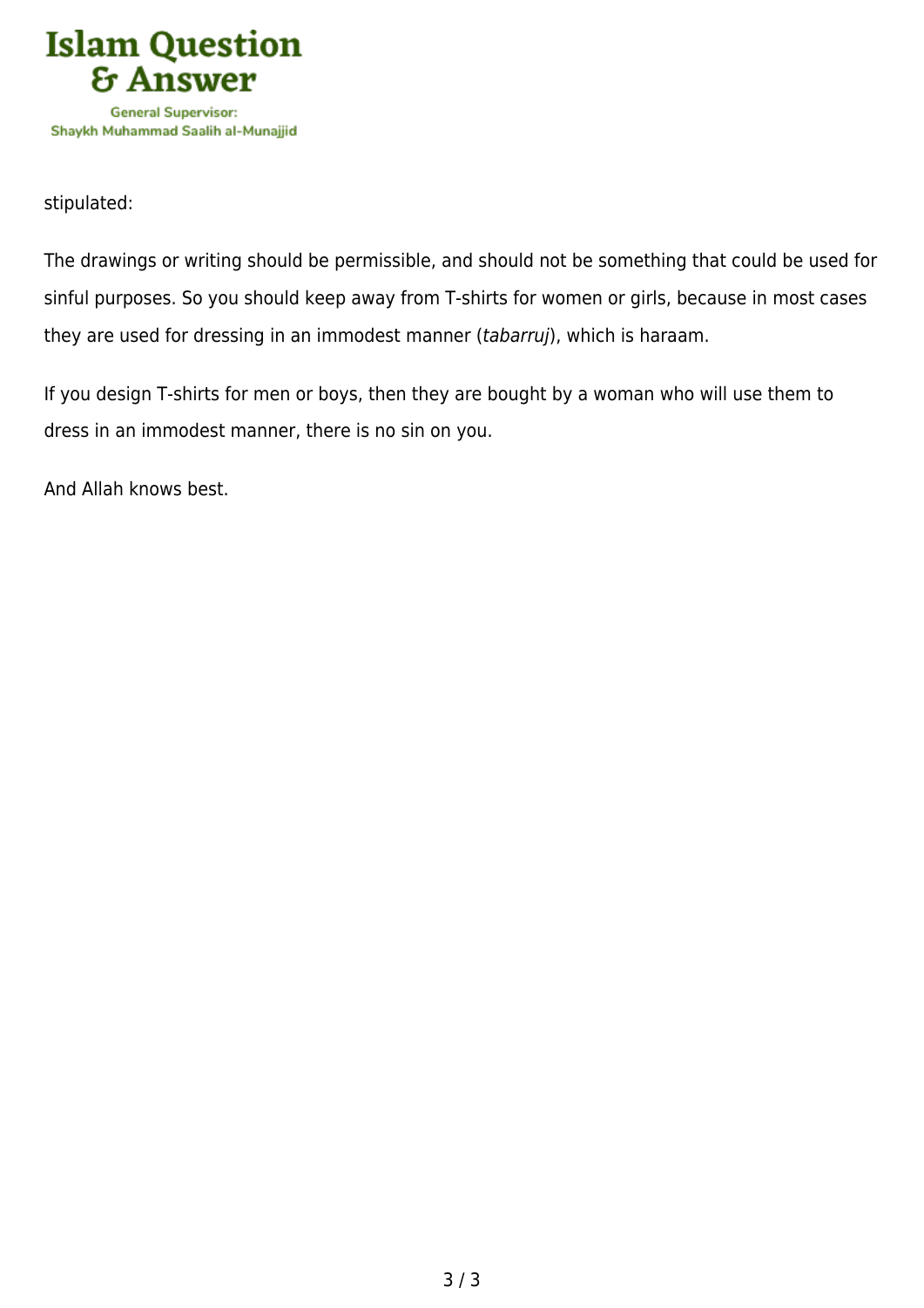stipulated:

The drawings or writing should be permissible, and should not be something that could be used for sinful purposes. So you should keep away from T-shirts for women or girls, because in most cases they are used for dressing in an immodest manner (*tabarruj*), which is haraam.

If you design T-shirts for men or boys, then they are bought by a woman who will use them to dress in an immodest manner, there is no sin on you.

And Allah knows best.